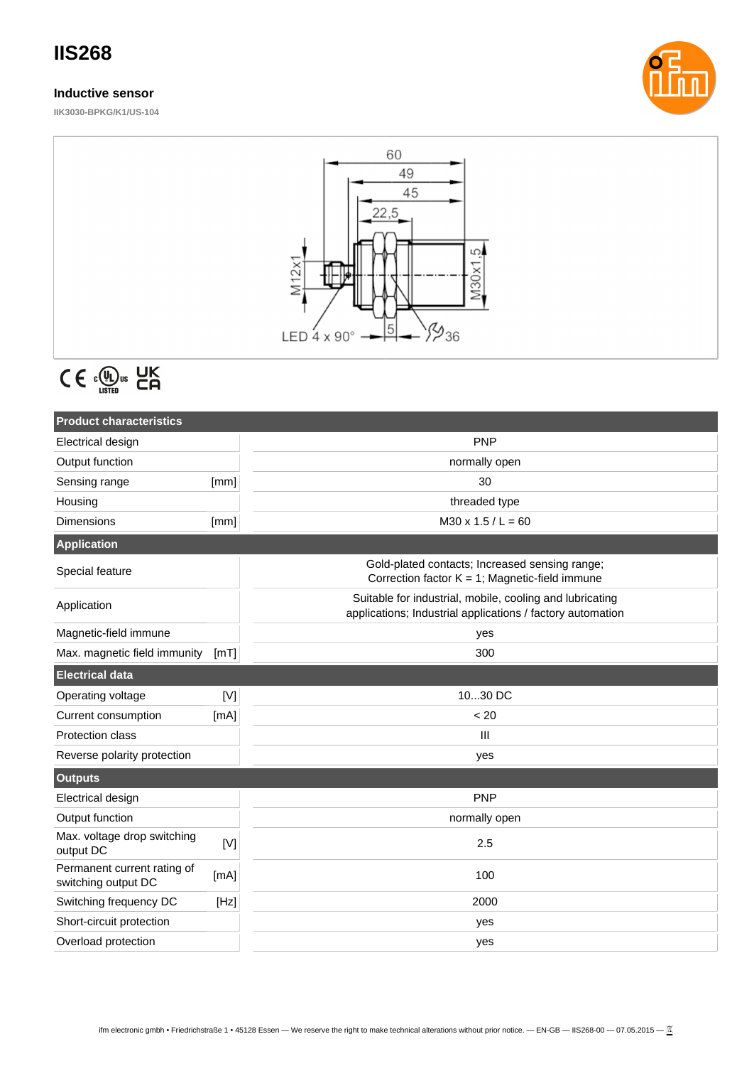# IIS268

## Inductive sensor

IIK3030-BPKG/K1/US-104

| Product characteristics | | |
|---|---|---|
| Electrical design | | PNP |
| Output function | | normally open |
| Sensing range | [mm] | 30 |
| Housing | | threaded type |
| Dimensions | [mm] | M30 x 1.5 / L = 60 |
| **Application** | | |
| Special feature | | Gold-plated contacts; Increased sensing range; Correction factor K = 1; Magnetic-field immune |
| Application | | Suitable for industrial, mobile, cooling and lubricating applications; Industrial applications / factory automation |
| Magnetic-field immune | | yes |
| Max. magnetic field immunity | [mT] | 300 |
| **Electrical data** | | |
| Operating voltage | [V] | 10...30 DC |
| Current consumption | [mA] | < 20 |
| Protection class | | III |
| Reverse polarity protection | | yes |
| **Outputs** | | |
| Electrical design | | PNP |
| Output function | | normally open |
| Max. voltage drop switching output DC | [V] | 2.5 |
| Permanent current rating of switching output DC | [mA] | 100 |
| Switching frequency DC | [Hz] | 2000 |
| Short-circuit protection | | yes |
| Overload protection | | yes |

ifm electronic gmbh • Friedrichstraße 1 • 45128 Essen — We reserve the right to make technical alterations without prior notice. — EN-GB — IIS268-00 — 07.05.2015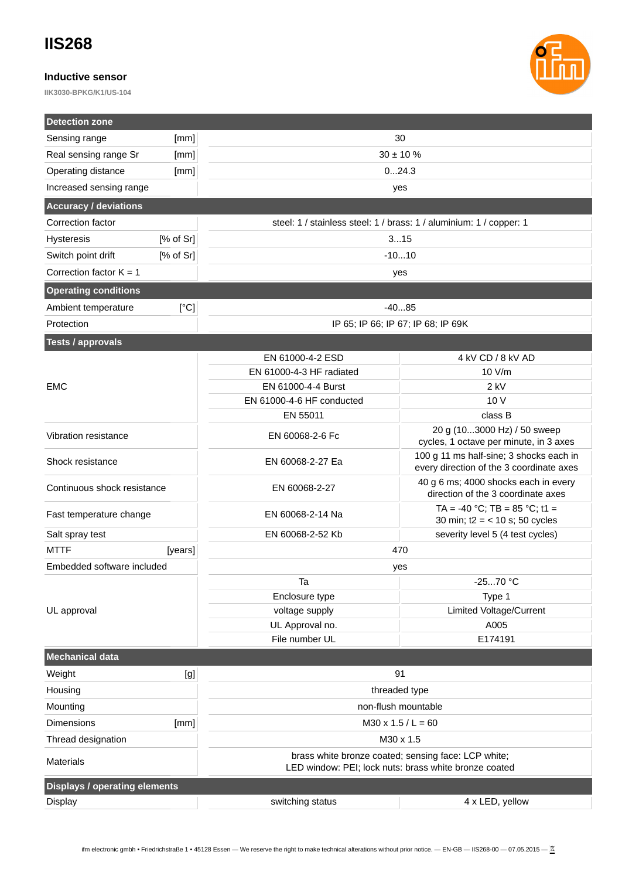# IIS268

### Inductive sensor

IIK3030-BPKG/K1/US-104

| Detection zone | | | |
|---|---|---|---|
| Sensing range | [mm] | 30 | |
| Real sensing range Sr | [mm] | 30 ± 10 % | |
| Operating distance | [mm] | 0...24.3 | |
| Increased sensing range | | yes | |
| **Accuracy / deviations** | | | |
| Correction factor | | steel: 1 / stainless steel: 1 / brass: 1 / aluminium: 1 / copper: 1 | |
| Hysteresis | [% of Sr] | 3...15 | |
| Switch point drift | [% of Sr] | -10...10 | |
| Correction factor K = 1 | | yes | |
| **Operating conditions** | | | |
| Ambient temperature | [°C] | -40...85 | |
| Protection | | IP 65; IP 66; IP 67; IP 68; IP 69K | |
| **Tests / approvals** | | | |
| EMC | | EN 61000-4-2 ESD | 4 kV CD / 8 kV AD |
| | | EN 61000-4-3 HF radiated | 10 V/m |
| | | EN 61000-4-4 Burst | 2 kV |
| | | EN 61000-4-6 HF conducted | 10 V |
| | | EN 55011 | class B |
| Vibration resistance | | EN 60068-2-6 Fc | 20 g (10...3000 Hz) / 50 sweep cycles, 1 octave per minute, in 3 axes |
| Shock resistance | | EN 60068-2-27 Ea | 100 g 11 ms half-sine; 3 shocks each in every direction of the 3 coordinate axes |
| Continuous shock resistance | | EN 60068-2-27 | 40 g 6 ms; 4000 shocks each in every direction of the 3 coordinate axes |
| Fast temperature change | | EN 60068-2-14 Na | TA = -40 °C; TB = 85 °C; t1 = 30 min; t2 = < 10 s; 50 cycles |
| Salt spray test | | EN 60068-2-52 Kb | severity level 5 (4 test cycles) |
| MTTF | [years] | 470 | |
| Embedded software included | | yes | |
| UL approval | | Ta | -25...70 °C |
| | | Enclosure type | Type 1 |
| | | voltage supply | Limited Voltage/Current |
| | | UL Approval no. | A005 |
| | | File number UL | E174191 |
| **Mechanical data** | | | |
| Weight | [g] | 91 | |
| Housing | | threaded type | |
| Mounting | | non-flush mountable | |
| Dimensions | [mm] | M30 x 1.5 / L = 60 | |
| Thread designation | | M30 x 1.5 | |
| Materials | | brass white bronze coated; sensing face: LCP white; LED window: PEI; lock nuts: brass white bronze coated | |
| **Displays / operating elements** | | | |
| Display | | switching status | 4 x LED, yellow |

ifm electronic gmbh • Friedrichstraße 1 • 45128 Essen — We reserve the right to make technical alterations without prior notice. — EN-GB — IIS268-00 — 07.05.2015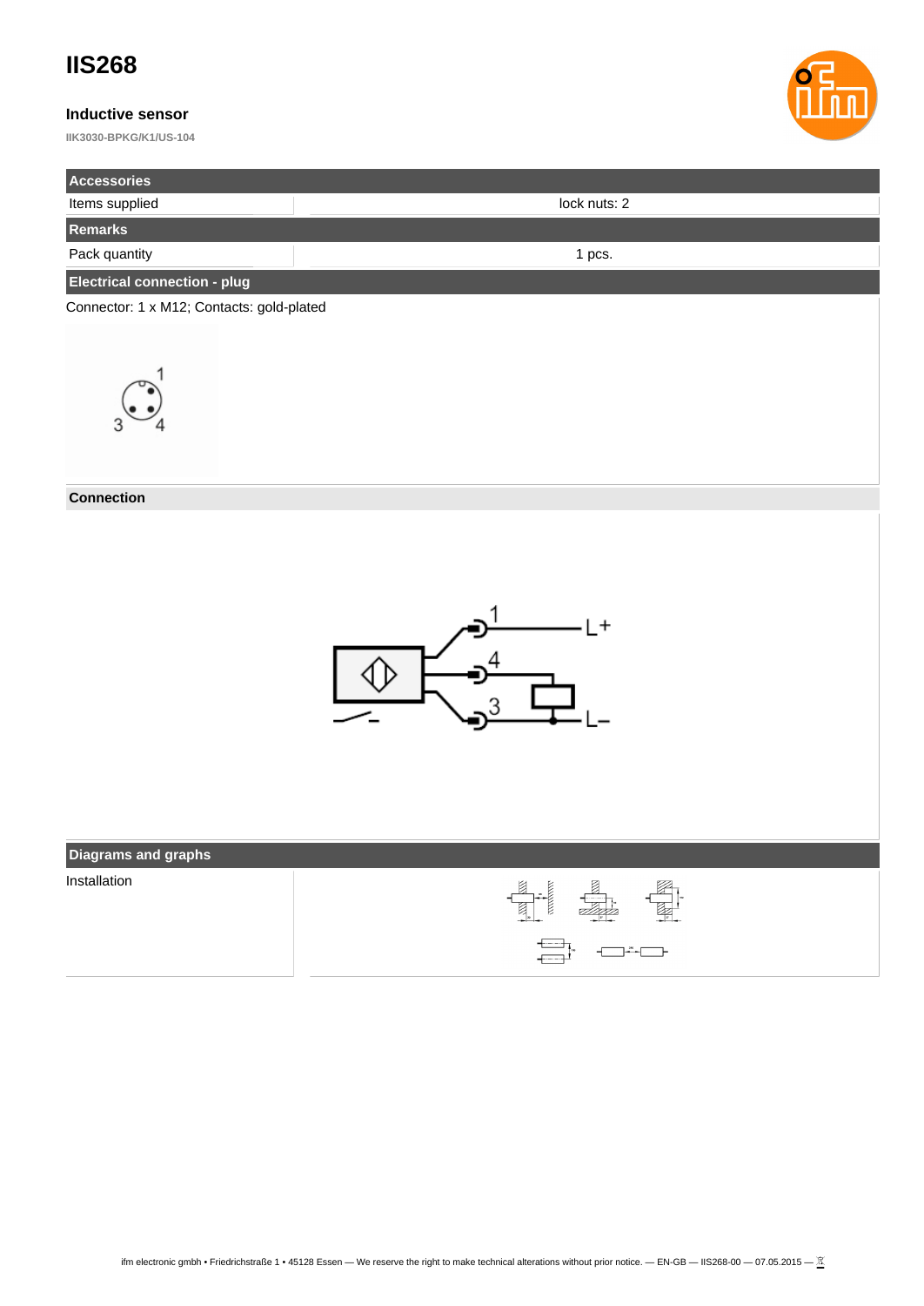# IIS268

### Inductive sensor

**IIK3030-BPKG/K1/US-104**

## Accessories

| | |
|---|---|
| Items supplied | lock nuts: 2 |

## Remarks

| | |
|---|---|
| Pack quantity | 1 pcs. |

## Electrical connection - plug

Connector: 1 x M12; Contacts: gold-plated

1
3 4

### Connection

1 L+
4
3 L–

## Diagrams and graphs

Installation